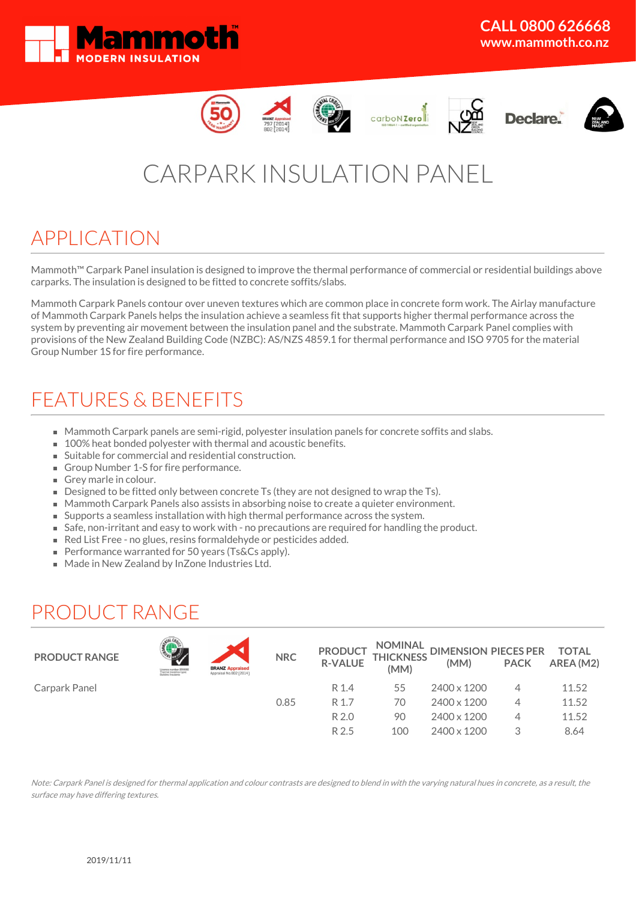CALL 0800 626668
www.mammoth.co.nz

# CARPARK INSULATION PANEL

## APPLICATION

Mammoth™ Carpark Panel insulation is designed to improve the thermal performance of commercial or residential buildings above carparks. The insulation is designed to be fitted to concrete soffits/slabs.

Mammoth Carpark Panels contour over uneven textures which are common place in concrete form work. The Airlay manufacture of Mammoth Carpark Panels helps the insulation achieve a seamless fit that supports higher thermal performance across the system by preventing air movement between the insulation panel and the substrate. Mammoth Carpark Panel complies with provisions of the New Zealand Building Code (NZBC): AS/NZS 4859.1 for thermal performance and ISO 9705 for the material Group Number 1S for fire performance.

## FEATURES & BENEFITS

- Mammoth Carpark panels are semi-rigid, polyester insulation panels for concrete soffits and slabs.
- 100% heat bonded polyester with thermal and acoustic benefits.
- Suitable for commercial and residential construction.
- Group Number 1-S for fire performance.
- Grey marle in colour.
- Designed to be fitted only between concrete Ts (they are not designed to wrap the Ts).
- Mammoth Carpark Panels also assists in absorbing noise to create a quieter environment.
- Supports a seamless installation with high thermal performance across the system.
- Safe, non-irritant and easy to work with - no precautions are required for handling the product.
- Red List Free - no glues, resins formaldehyde or pesticides added.
- Performance warranted for 50 years (Ts&Cs apply).
- Made in New Zealand by InZone Industries Ltd.

## PRODUCT RANGE

| PRODUCT RANGE | NRC | PRODUCT R-VALUE | NOMINAL THICKNESS (MM) | DIMENSION (MM) | PIECES PER PACK | TOTAL AREA (M2) |
|---|---|---|---|---|---|---|
| Carpark Panel | | R 1.4 | 55 | 2400 x 1200 | 4 | 11.52 |
| | 0.85 | R 1.7 | 70 | 2400 x 1200 | 4 | 11.52 |
| | | R 2.0 | 90 | 2400 x 1200 | 4 | 11.52 |
| | | R 2.5 | 100 | 2400 x 1200 | 3 | 8.64 |

*Note: Carpark Panel is designed for thermal application and colour contrasts are designed to blend in with the varying natural hues in concrete, as a result, the surface may have differing textures.*

2019/11/11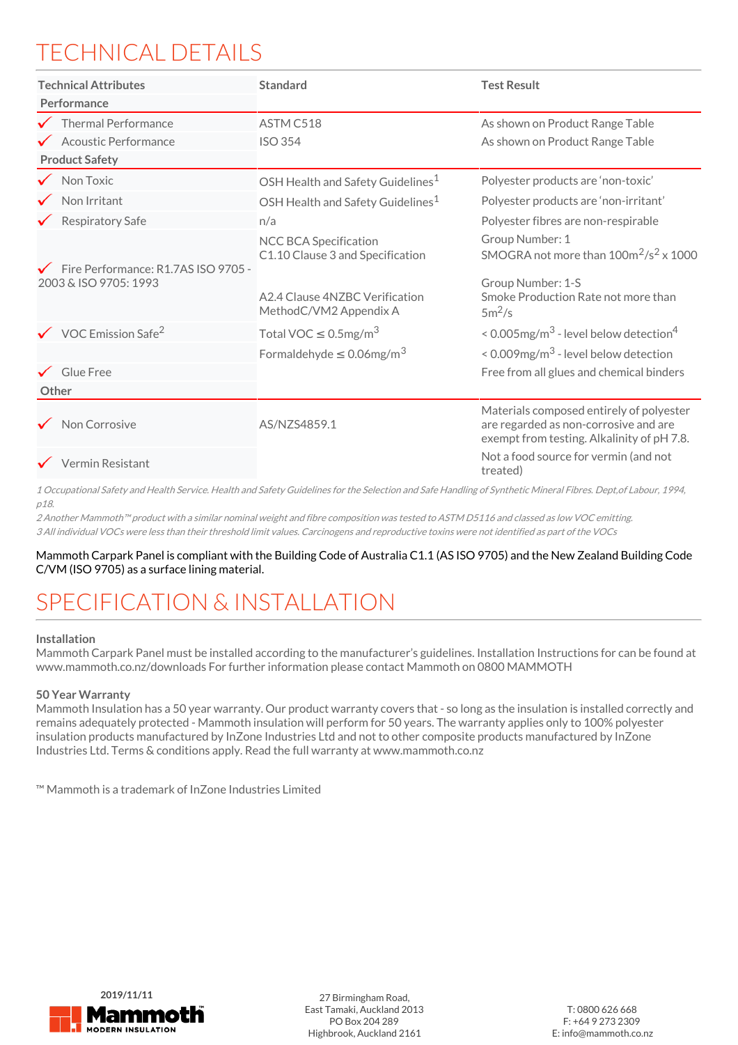# TECHNICAL DETAILS

| Technical Attributes | Standard | Test Result |
|---|---|---|
| **Performance** | | |
| ✓ Thermal Performance | ASTM C518 | As shown on Product Range Table |
| ✓ Acoustic Performance | ISO 354 | As shown on Product Range Table |
| **Product Safety** | | |
| ✓ Non Toxic | OSH Health and Safety Guidelines[1] | Polyester products are 'non-toxic' |
| ✓ Non Irritant | OSH Health and Safety Guidelines[1] | Polyester products are 'non-irritant' |
| ✓ Respiratory Safe | n/a | Polyester fibres are non-respirable |
| ✓ Fire Performance: R1.7AS ISO 9705 - 2003 & ISO 9705: 1993 | NCC BCA Specification C1.10 Clause 3 and Specification | Group Number: 1 SMOGRA not more than $100m^2/s^2$ x 1000 |
| | A2.4 Clause 4NZBC Verification MethodC/VM2 Appendix A | Group Number: 1-S Smoke Production Rate not more than $5m^2/s$ |
| ✓ VOC Emission Safe[2] | Total VOC ≤ $0.5mg/m^3$ | < $0.005mg/m^3$ - level below detection[4] |
| | Formaldehyde ≤ $0.06mg/m^3$ | < $0.009mg/m^3$ - level below detection |
| ✓ Glue Free | | Free from all glues and chemical binders |
| **Other** | | |
| ✓ Non Corrosive | AS/NZS4859.1 | Materials composed entirely of polyester are regarded as non-corrosive and are exempt from testing. Alkalinity of pH 7.8. |
| ✓ Vermin Resistant | | Not a food source for vermin (and not treated) |

*1 Occupational Safety and Health Service. Health and Safety Guidelines for the Selection and Safe Handling of Synthetic Mineral Fibres. Dept,of Labour, 1994, p18.*

*2 Another Mammoth™ product with a similar nominal weight and fibre composition was tested to ASTM D5116 and classed as low VOC emitting.*

*3 All individual VOCs were less than their threshold limit values. Carcinogens and reproductive toxins were not identified as part of the VOCs*

Mammoth Carpark Panel is compliant with the Building Code of Australia C1.1 (AS ISO 9705) and the New Zealand Building Code C/VM (ISO 9705) as a surface lining material.

# SPECIFICATION & INSTALLATION

**Installation**

Mammoth Carpark Panel must be installed according to the manufacturer's guidelines. Installation Instructions for can be found at www.mammoth.co.nz/downloads For further information please contact Mammoth on 0800 MAMMOTH

**50 Year Warranty**

Mammoth Insulation has a 50 year warranty. Our product warranty covers that - so long as the insulation is installed correctly and remains adequately protected - Mammoth insulation will perform for 50 years. The warranty applies only to 100% polyester insulation products manufactured by InZone Industries Ltd and not to other composite products manufactured by InZone Industries Ltd. Terms & conditions apply. Read the full warranty at www.mammoth.co.nz

™ Mammoth is a trademark of InZone Industries Limited

2019/11/11

Mammoth MODERN INSULATION

27 Birmingham Road,
East Tamaki, Auckland 2013
PO Box 204 289
Highbrook, Auckland 2161

T: 0800 626 668
F: +64 9 273 2309
E: info@mammoth.co.nz